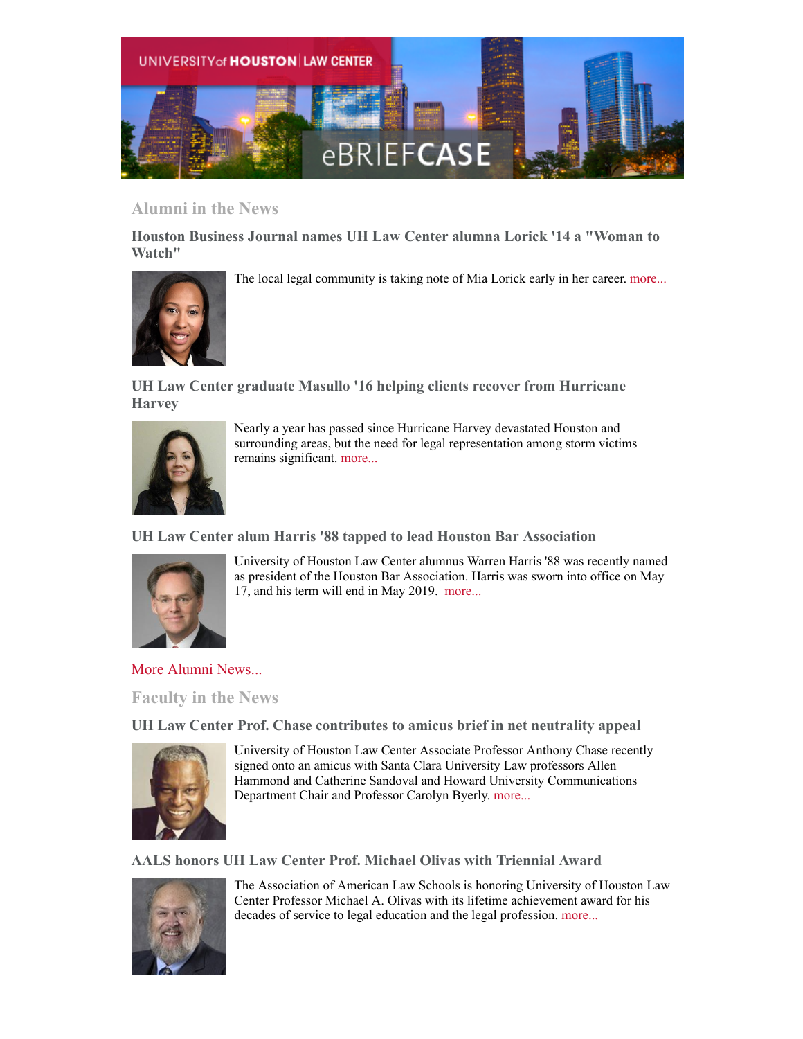UNIVERSITY of HOUSTON | LAW CENTER

eBRIEFCASE

## Alumni in the News

### Houston Business Journal names UH Law Center alumna Lorick '14 a "Woman to Watch"

The local legal community is taking note of Mia Lorick early in her career. more...

### UH Law Center graduate Masullo '16 helping clients recover from Hurricane Harvey

Nearly a year has passed since Hurricane Harvey devastated Houston and surrounding areas, but the need for legal representation among storm victims remains significant. more...

### UH Law Center alum Harris '88 tapped to lead Houston Bar Association

University of Houston Law Center alumnus Warren Harris '88 was recently named as president of the Houston Bar Association. Harris was sworn into office on May 17, and his term will end in May 2019. more...

More Alumni News...

## Faculty in the News

### UH Law Center Prof. Chase contributes to amicus brief in net neutrality appeal

University of Houston Law Center Associate Professor Anthony Chase recently signed onto an amicus with Santa Clara University Law professors Allen Hammond and Catherine Sandoval and Howard University Communications Department Chair and Professor Carolyn Byerly. more...

### AALS honors UH Law Center Prof. Michael Olivas with Triennial Award

The Association of American Law Schools is honoring University of Houston Law Center Professor Michael A. Olivas with its lifetime achievement award for his decades of service to legal education and the legal profession. more...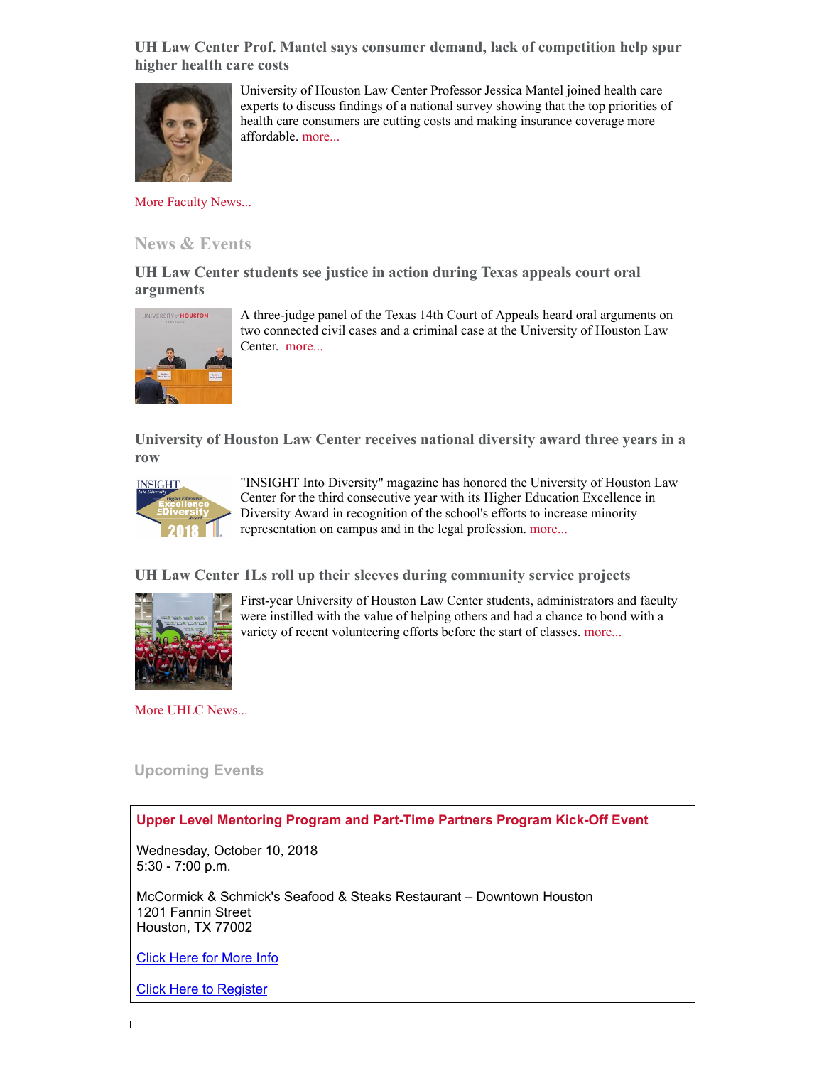### UH Law Center Prof. Mantel says consumer demand, lack of competition help spur higher health care costs

University of Houston Law Center Professor Jessica Mantel joined health care experts to discuss findings of a national survey showing that the top priorities of health care consumers are cutting costs and making insurance coverage more affordable. more...

More Faculty News...

## News & Events

### UH Law Center students see justice in action during Texas appeals court oral arguments

A three-judge panel of the Texas 14th Court of Appeals heard oral arguments on two connected civil cases and a criminal case at the University of Houston Law Center. more...

### University of Houston Law Center receives national diversity award three years in a row

"INSIGHT Into Diversity" magazine has honored the University of Houston Law Center for the third consecutive year with its Higher Education Excellence in Diversity Award in recognition of the school's efforts to increase minority representation on campus and in the legal profession. more...

### UH Law Center 1Ls roll up their sleeves during community service projects

First-year University of Houston Law Center students, administrators and faculty were instilled with the value of helping others and had a chance to bond with a variety of recent volunteering efforts before the start of classes. more...

More UHLC News...

## Upcoming Events

**Upper Level Mentoring Program and Part-Time Partners Program Kick-Off Event**

Wednesday, October 10, 2018
5:30 - 7:00 p.m.

McCormick & Schmick's Seafood & Steaks Restaurant – Downtown Houston
1201 Fannin Street
Houston, TX 77002

Click Here for More Info

Click Here to Register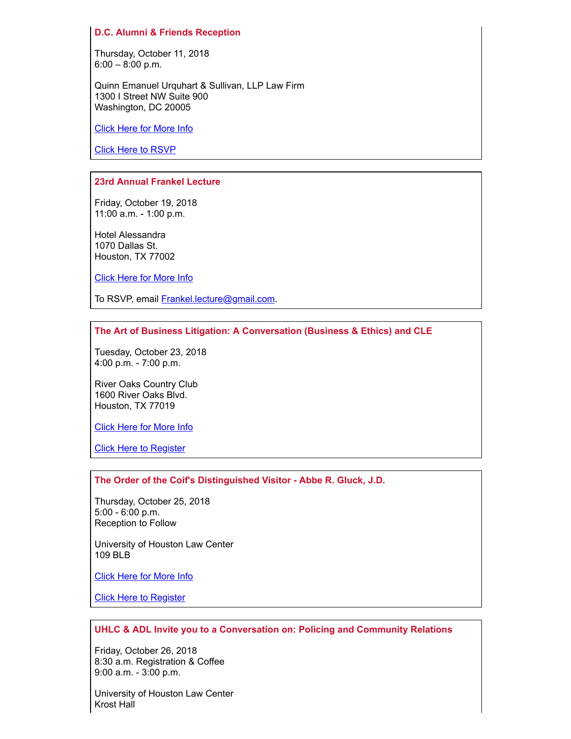### D.C. Alumni & Friends Reception

Thursday, October 11, 2018
6:00 – 8:00 p.m.

Quinn Emanuel Urquhart & Sullivan, LLP Law Firm
1300 I Street NW Suite 900
Washington, DC 20005

Click Here for More Info

Click Here to RSVP

### 23rd Annual Frankel Lecture

Friday, October 19, 2018
11:00 a.m. - 1:00 p.m.

Hotel Alessandra
1070 Dallas St.
Houston, TX 77002

Click Here for More Info

To RSVP, email Frankel.lecture@gmail.com.

### The Art of Business Litigation: A Conversation (Business & Ethics) and CLE

Tuesday, October 23, 2018
4:00 p.m. - 7:00 p.m.

River Oaks Country Club
1600 River Oaks Blvd.
Houston, TX 77019

Click Here for More Info

Click Here to Register

### The Order of the Coif's Distinguished Visitor - Abbe R. Gluck, J.D.

Thursday, October 25, 2018
5:00 - 6:00 p.m.
Reception to Follow

University of Houston Law Center
109 BLB

Click Here for More Info

Click Here to Register

### UHLC & ADL Invite you to a Conversation on: Policing and Community Relations

Friday, October 26, 2018
8:30 a.m. Registration & Coffee
9:00 a.m. - 3:00 p.m.

University of Houston Law Center
Krost Hall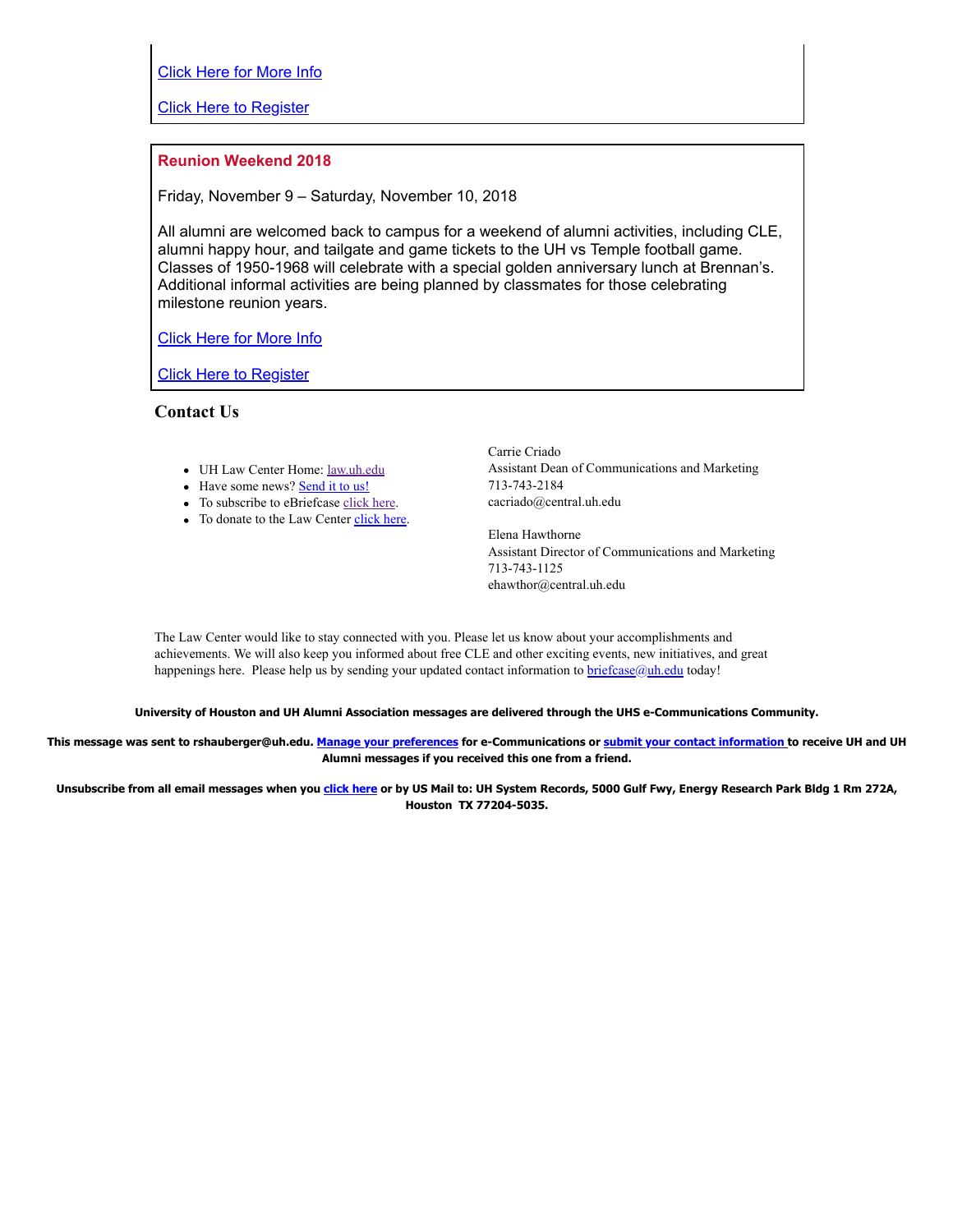Click Here for More Info

Click Here to Register

### Reunion Weekend 2018

Friday, November 9 – Saturday, November 10, 2018

All alumni are welcomed back to campus for a weekend of alumni activities, including CLE, alumni happy hour, and tailgate and game tickets to the UH vs Temple football game. Classes of 1950-1968 will celebrate with a special golden anniversary lunch at Brennan's. Additional informal activities are being planned by classmates for those celebrating milestone reunion years.

Click Here for More Info

Click Here to Register

## Contact Us

- UH Law Center Home: law.uh.edu
- Have some news? Send it to us!
- To subscribe to eBriefcase click here.
- To donate to the Law Center click here.

Carrie Criado
Assistant Dean of Communications and Marketing
713-743-2184
cacriado@central.uh.edu

Elena Hawthorne
Assistant Director of Communications and Marketing
713-743-1125
ehawthor@central.uh.edu

The Law Center would like to stay connected with you. Please let us know about your accomplishments and achievements. We will also keep you informed about free CLE and other exciting events, new initiatives, and great happenings here. Please help us by sending your updated contact information to briefcase@uh.edu today!

**University of Houston and UH Alumni Association messages are delivered through the UHS e-Communications Community.**

**This message was sent to rshauberger@uh.edu. Manage your preferences for e-Communications or submit your contact information to receive UH and UH Alumni messages if you received this one from a friend.**

**Unsubscribe from all email messages when you click here or by US Mail to: UH System Records, 5000 Gulf Fwy, Energy Research Park Bldg 1 Rm 272A, Houston TX 77204-5035.**